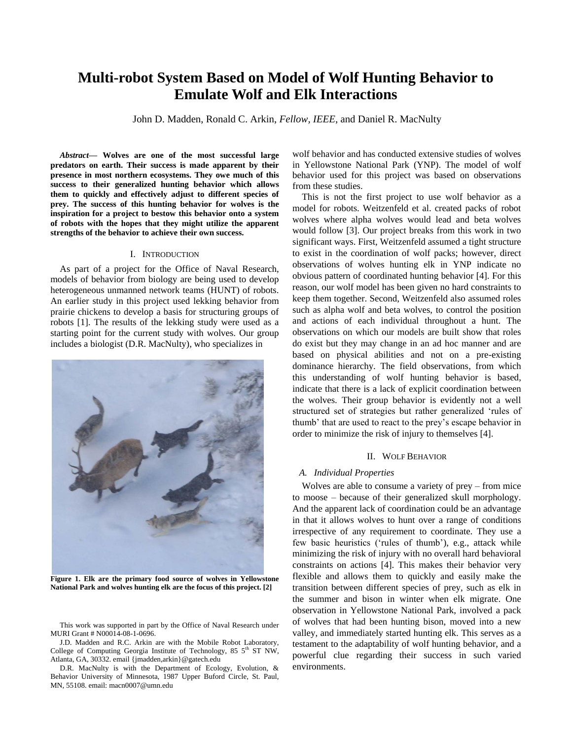# Multi-robot System Based on Model of Wolf Hunting Behavior to Emulate Wolf and Elk Interactions

John D. Madden, Ronald C. Arkin, *Fellow, IEEE*, and Daniel R. MacNulty

***Abstract*— Wolves are one of the most successful large predators on earth. Their success is made apparent by their presence in most northern ecosystems. They owe much of this success to their generalized hunting behavior which allows them to quickly and effectively adjust to different species of prey. The success of this hunting behavior for wolves is the inspiration for a project to bestow this behavior onto a system of robots with the hopes that they might utilize the apparent strengths of the behavior to achieve their own success.**

## I. Introduction

As part of a project for the Office of Naval Research, models of behavior from biology are being used to develop heterogeneous unmanned network teams (HUNT) of robots. An earlier study in this project used lekking behavior from prairie chickens to develop a basis for structuring groups of robots [1]. The results of the lekking study were used as a starting point for the current study with wolves. Our group includes a biologist (D.R. MacNulty), who specializes in wolf behavior and has conducted extensive studies of wolves in Yellowstone National Park (YNP). The model of wolf behavior used for this project was based on observations from these studies.

**Figure 1. Elk are the primary food source of wolves in Yellowstone National Park and wolves hunting elk are the focus of this project. [2]**

This work was supported in part by the Office of Naval Research under MURI Grant # N00014-08-1-0696.

J.D. Madden and R.C. Arkin are with the Mobile Robot Laboratory, College of Computing Georgia Institute of Technology, 85 5th ST NW, Atlanta, GA, 30332. email {jmadden,arkin}@gatech.edu

D.R. MacNulty is with the Department of Ecology, Evolution, & Behavior University of Minnesota, 1987 Upper Buford Circle, St. Paul, MN, 55108. email: macn0007@umn.edu

This is not the first project to use wolf behavior as a model for robots. Weitzenfeld et al. created packs of robot wolves where alpha wolves would lead and beta wolves would follow [3]. Our project breaks from this work in two significant ways. First, Weitzenfeld assumed a tight structure to exist in the coordination of wolf packs; however, direct observations of wolves hunting elk in YNP indicate no obvious pattern of coordinated hunting behavior [4]. For this reason, our wolf model has been given no hard constraints to keep them together. Second, Weitzenfeld also assumed roles such as alpha wolf and beta wolves, to control the position and actions of each individual throughout a hunt. The observations on which our models are built show that roles do exist but they may change in an ad hoc manner and are based on physical abilities and not on a pre-existing dominance hierarchy. The field observations, from which this understanding of wolf hunting behavior is based, indicate that there is a lack of explicit coordination between the wolves. Their group behavior is evidently not a well structured set of strategies but rather generalized 'rules of thumb' that are used to react to the prey's escape behavior in order to minimize the risk of injury to themselves [4].

## II. Wolf Behavior

### *A. Individual Properties*

Wolves are able to consume a variety of prey – from mice to moose – because of their generalized skull morphology. And the apparent lack of coordination could be an advantage in that it allows wolves to hunt over a range of conditions irrespective of any requirement to coordinate. They use a few basic heuristics ('rules of thumb'), e.g., attack while minimizing the risk of injury with no overall hard behavioral constraints on actions [4]. This makes their behavior very flexible and allows them to quickly and easily make the transition between different species of prey, such as elk in the summer and bison in winter when elk migrate. One observation in Yellowstone National Park, involved a pack of wolves that had been hunting bison, moved into a new valley, and immediately started hunting elk. This serves as a testament to the adaptability of wolf hunting behavior, and a powerful clue regarding their success in such varied environments.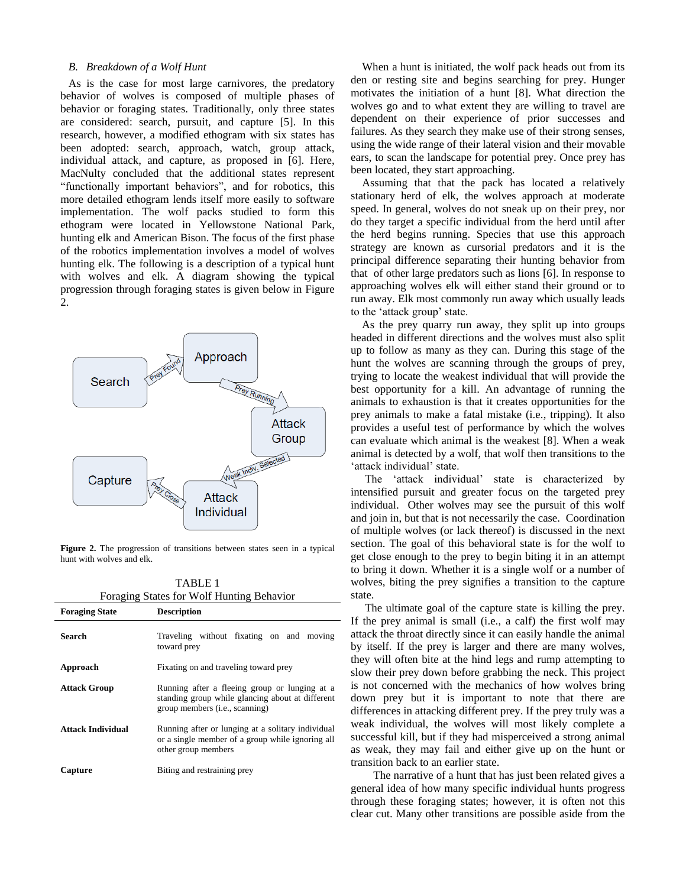### B. *Breakdown of a Wolf Hunt*

As is the case for most large carnivores, the predatory behavior of wolves is composed of multiple phases of behavior or foraging states. Traditionally, only three states are considered: search, pursuit, and capture [5]. In this research, however, a modified ethogram with six states has been adopted: search, approach, watch, group attack, individual attack, and capture, as proposed in [6]. Here, MacNulty concluded that the additional states represent "functionally important behaviors", and for robotics, this more detailed ethogram lends itself more easily to software implementation. The wolf packs studied to form this ethogram were located in Yellowstone National Park, hunting elk and American Bison. The focus of the first phase of the robotics implementation involves a model of wolves hunting elk. The following is a description of a typical hunt with wolves and elk. A diagram showing the typical progression through foraging states is given below in Figure 2.

**Figure 2.** The progression of transitions between states seen in a typical hunt with wolves and elk.

TABLE 1
Foraging States for Wolf Hunting Behavior

| Foraging State | Description |
|---|---|
| **Search** | Traveling without fixating on and moving toward prey |
| **Approach** | Fixating on and traveling toward prey |
| **Attack Group** | Running after a fleeing group or lunging at a standing group while glancing about at different group members (i.e., scanning) |
| **Attack Individual** | Running after or lunging at a solitary individual or a single member of a group while ignoring all other group members |
| **Capture** | Biting and restraining prey |

When a hunt is initiated, the wolf pack heads out from its den or resting site and begins searching for prey. Hunger motivates the initiation of a hunt [8]. What direction the wolves go and to what extent they are willing to travel are dependent on their experience of prior successes and failures. As they search they make use of their strong senses, using the wide range of their lateral vision and their movable ears, to scan the landscape for potential prey. Once prey has been located, they start approaching.

Assuming that that the pack has located a relatively stationary herd of elk, the wolves approach at moderate speed. In general, wolves do not sneak up on their prey, nor do they target a specific individual from the herd until after the herd begins running. Species that use this approach strategy are known as cursorial predators and it is the principal difference separating their hunting behavior from that of other large predators such as lions [6]. In response to approaching wolves elk will either stand their ground or to run away. Elk most commonly run away which usually leads to the 'attack group' state.

As the prey quarry run away, they split up into groups headed in different directions and the wolves must also split up to follow as many as they can. During this stage of the hunt the wolves are scanning through the groups of prey, trying to locate the weakest individual that will provide the best opportunity for a kill. An advantage of running the animals to exhaustion is that it creates opportunities for the prey animals to make a fatal mistake (i.e., tripping). It also provides a useful test of performance by which the wolves can evaluate which animal is the weakest [8]. When a weak animal is detected by a wolf, that wolf then transitions to the 'attack individual' state.

The 'attack individual' state is characterized by intensified pursuit and greater focus on the targeted prey individual. Other wolves may see the pursuit of this wolf and join in, but that is not necessarily the case. Coordination of multiple wolves (or lack thereof) is discussed in the next section. The goal of this behavioral state is for the wolf to get close enough to the prey to begin biting it in an attempt to bring it down. Whether it is a single wolf or a number of wolves, biting the prey signifies a transition to the capture state.

The ultimate goal of the capture state is killing the prey. If the prey animal is small (i.e., a calf) the first wolf may attack the throat directly since it can easily handle the animal by itself. If the prey is larger and there are many wolves, they will often bite at the hind legs and rump attempting to slow their prey down before grabbing the neck. This project is not concerned with the mechanics of how wolves bring down prey but it is important to note that there are differences in attacking different prey. If the prey truly was a weak individual, the wolves will most likely complete a successful kill, but if they had misperceived a strong animal as weak, they may fail and either give up on the hunt or transition back to an earlier state.

The narrative of a hunt that has just been related gives a general idea of how many specific individual hunts progress through these foraging states; however, it is often not this clear cut. Many other transitions are possible aside from the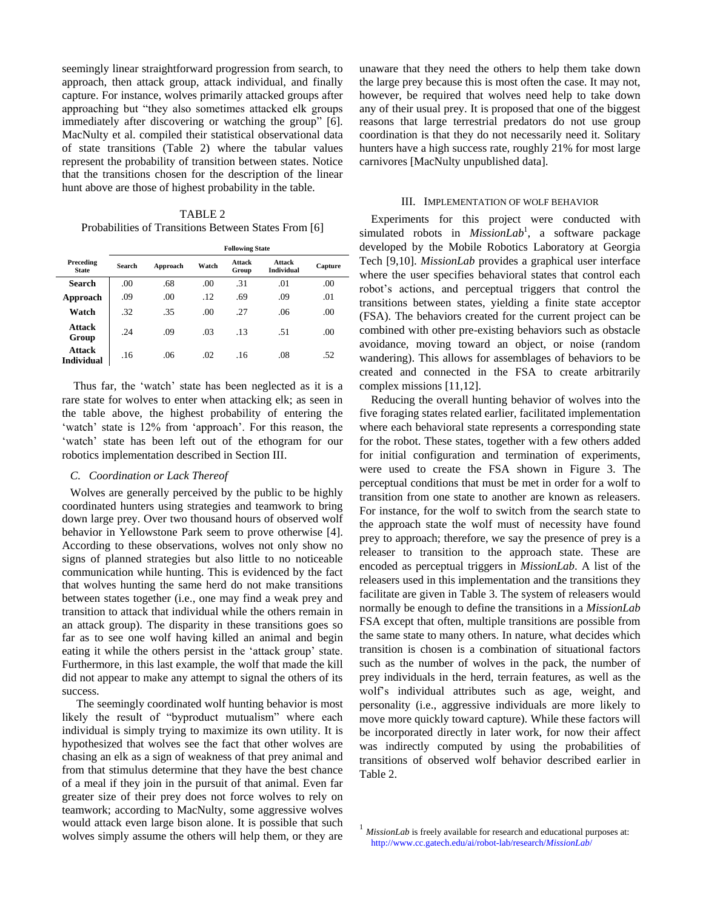seemingly linear straightforward progression from search, to approach, then attack group, attack individual, and finally capture. For instance, wolves primarily attacked groups after approaching but "they also sometimes attacked elk groups immediately after discovering or watching the group" [6]. MacNulty et al. compiled their statistical observational data of state transitions (Table 2) where the tabular values represent the probability of transition between states. Notice that the transitions chosen for the description of the linear hunt above are those of highest probability in the table.

TABLE 2
Probabilities of Transitions Between States From [6]

| | Following State | | | | | |
|---|---|---|---|---|---|---|
| **Preceding State** | **Search** | **Approach** | **Watch** | **Attack Group** | **Attack Individual** | **Capture** |
| **Search** | .00 | .68 | .00 | .31 | .01 | .00 |
| **Approach** | .09 | .00 | .12 | .69 | .09 | .01 |
| **Watch** | .32 | .35 | .00 | .27 | .06 | .00 |
| **Attack Group** | .24 | .09 | .03 | .13 | .51 | .00 |
| **Attack Individual** | .16 | .06 | .02 | .16 | .08 | .52 |

Thus far, the 'watch' state has been neglected as it is a rare state for wolves to enter when attacking elk; as seen in the table above, the highest probability of entering the 'watch' state is 12% from 'approach'. For this reason, the 'watch' state has been left out of the ethogram for our robotics implementation described in Section III.

### C. *Coordination or Lack Thereof*

Wolves are generally perceived by the public to be highly coordinated hunters using strategies and teamwork to bring down large prey. Over two thousand hours of observed wolf behavior in Yellowstone Park seem to prove otherwise [4]. According to these observations, wolves not only show no signs of planned strategies but also little to no noticeable communication while hunting. This is evidenced by the fact that wolves hunting the same herd do not make transitions between states together (i.e., one may find a weak prey and transition to attack that individual while the others remain in an attack group). The disparity in these transitions goes so far as to see one wolf having killed an animal and begin eating it while the others persist in the 'attack group' state. Furthermore, in this last example, the wolf that made the kill did not appear to make any attempt to signal the others of its success.

The seemingly coordinated wolf hunting behavior is most likely the result of "byproduct mutualism" where each individual is simply trying to maximize its own utility. It is hypothesized that wolves see the fact that other wolves are chasing an elk as a sign of weakness of that prey animal and from that stimulus determine that they have the best chance of a meal if they join in the pursuit of that animal. Even far greater size of their prey does not force wolves to rely on teamwork; according to MacNulty, some aggressive wolves would attack even large bison alone. It is possible that such wolves simply assume the others will help them, or they are unaware that they need the others to help them take down the large prey because this is most often the case. It may not, however, be required that wolves need help to take down any of their usual prey. It is proposed that one of the biggest reasons that large terrestrial predators do not use group coordination is that they do not necessarily need it. Solitary hunters have a high success rate, roughly 21% for most large carnivores [MacNulty unpublished data].

## III. Implementation of Wolf Behavior

Experiments for this project were conducted with simulated robots in *MissionLab*[1], a software package developed by the Mobile Robotics Laboratory at Georgia Tech [9,10]. *MissionLab* provides a graphical user interface where the user specifies behavioral states that control each robot's actions, and perceptual triggers that control the transitions between states, yielding a finite state acceptor (FSA). The behaviors created for the current project can be combined with other pre-existing behaviors such as obstacle avoidance, moving toward an object, or noise (random wandering). This allows for assemblages of behaviors to be created and connected in the FSA to create arbitrarily complex missions [11,12].

Reducing the overall hunting behavior of wolves into the five foraging states related earlier, facilitated implementation where each behavioral state represents a corresponding state for the robot. These states, together with a few others added for initial configuration and termination of experiments, were used to create the FSA shown in Figure 3. The perceptual conditions that must be met in order for a wolf to transition from one state to another are known as releasers. For instance, for the wolf to switch from the search state to the approach state the wolf must of necessity have found prey to approach; therefore, we say the presence of prey is a releaser to transition to the approach state. These are encoded as perceptual triggers in *MissionLab*. A list of the releasers used in this implementation and the transitions they facilitate are given in Table 3. The system of releasers would normally be enough to define the transitions in a *MissionLab* FSA except that often, multiple transitions are possible from the same state to many others. In nature, what decides which transition is chosen is a combination of situational factors such as the number of wolves in the pack, the number of prey individuals in the herd, terrain features, as well as the wolf's individual attributes such as age, weight, and personality (i.e., aggressive individuals are more likely to move more quickly toward capture). While these factors will be incorporated directly in later work, for now their affect was indirectly computed by using the probabilities of transitions of observed wolf behavior described earlier in Table 2.

[1] *MissionLab* is freely available for research and educational purposes at: http://www.cc.gatech.edu/ai/robot-lab/research/*MissionLab*/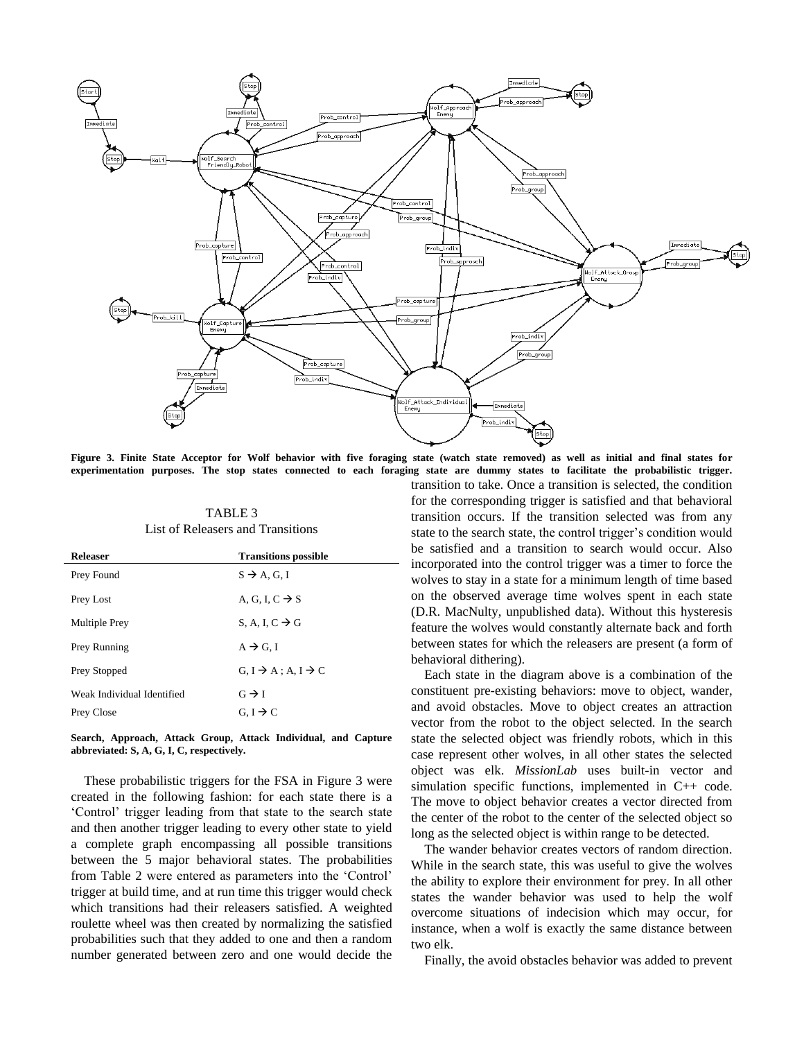Figure 3. Finite State Acceptor for Wolf behavior with five foraging state (watch state removed) as well as initial and final states for experimentation purposes. The stop states connected to each foraging state are dummy states to facilitate the probabilistic trigger.

TABLE 3
List of Releasers and Transitions

| Releaser | Transitions possible |
|---|---|
| Prey Found | S → A, G, I |
| Prey Lost | A, G, I, C → S |
| Multiple Prey | S, A, I, C → G |
| Prey Running | A → G, I |
| Prey Stopped | G, I → A ; A, I → C |
| Weak Individual Identified | G → I |
| Prey Close | G, I → C |

**Search, Approach, Attack Group, Attack Individual, and Capture abbreviated: S, A, G, I, C, respectively.**

These probabilistic triggers for the FSA in Figure 3 were created in the following fashion: for each state there is a 'Control' trigger leading from that state to the search state and then another trigger leading to every other state to yield a complete graph encompassing all possible transitions between the 5 major behavioral states. The probabilities from Table 2 were entered as parameters into the 'Control' trigger at build time, and at run time this trigger would check which transitions had their releasers satisfied. A weighted roulette wheel was then created by normalizing the satisfied probabilities such that they added to one and then a random number generated between zero and one would decide the transition to take. Once a transition is selected, the condition for the corresponding trigger is satisfied and that behavioral transition occurs. If the transition selected was from any state to the search state, the control trigger's condition would be satisfied and a transition to search would occur. Also incorporated into the control trigger was a timer to force the wolves to stay in a state for a minimum length of time based on the observed average time wolves spent in each state (D.R. MacNulty, unpublished data). Without this hysteresis feature the wolves would constantly alternate back and forth between states for which the releasers are present (a form of behavioral dithering).

Each state in the diagram above is a combination of the constituent pre-existing behaviors: move to object, wander, and avoid obstacles. Move to object creates an attraction vector from the robot to the object selected. In the search state the selected object was friendly robots, which in this case represent other wolves, in all other states the selected object was elk. *MissionLab* uses built-in vector and simulation specific functions, implemented in C++ code. The move to object behavior creates a vector directed from the center of the robot to the center of the selected object so long as the selected object is within range to be detected.

The wander behavior creates vectors of random direction. While in the search state, this was useful to give the wolves the ability to explore their environment for prey. In all other states the wander behavior was used to help the wolf overcome situations of indecision which may occur, for instance, when a wolf is exactly the same distance between two elk.

Finally, the avoid obstacles behavior was added to prevent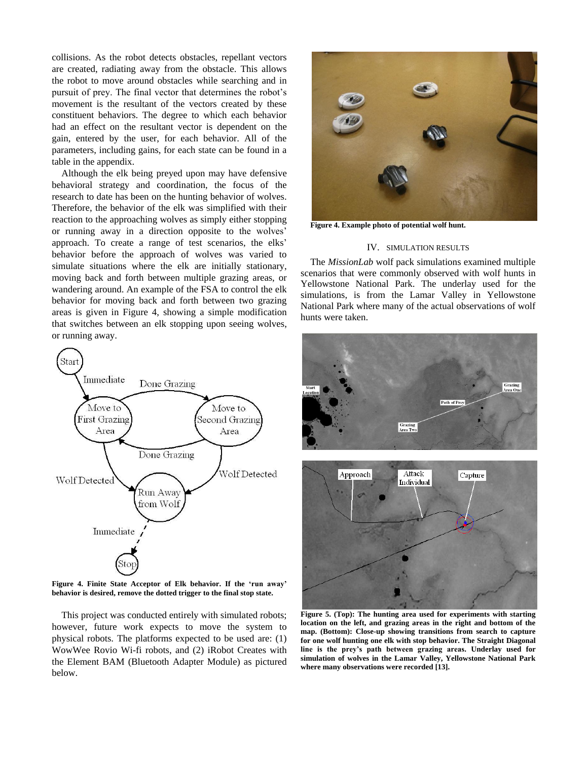collisions. As the robot detects obstacles, repellant vectors are created, radiating away from the obstacle. This allows the robot to move around obstacles while searching and in pursuit of prey. The final vector that determines the robot's movement is the resultant of the vectors created by these constituent behaviors. The degree to which each behavior had an effect on the resultant vector is dependent on the gain, entered by the user, for each behavior. All of the parameters, including gains, for each state can be found in a table in the appendix.

Although the elk being preyed upon may have defensive behavioral strategy and coordination, the focus of the research to date has been on the hunting behavior of wolves. Therefore, the behavior of the elk was simplified with their reaction to the approaching wolves as simply either stopping or running away in a direction opposite to the wolves' approach. To create a range of test scenarios, the elks' behavior before the approach of wolves was varied to simulate situations where the elk are initially stationary, moving back and forth between multiple grazing areas, or wandering around. An example of the FSA to control the elk behavior for moving back and forth between two grazing areas is given in Figure 4, showing a simple modification that switches between an elk stopping upon seeing wolves, or running away.

**Figure 4. Finite State Acceptor of Elk behavior. If the 'run away' behavior is desired, remove the dotted trigger to the final stop state.**

This project was conducted entirely with simulated robots; however, future work expects to move the system to physical robots. The platforms expected to be used are: (1) WowWee Rovio Wi-fi robots, and (2) iRobot Creates with the Element BAM (Bluetooth Adapter Module) as pictured below.

**Figure 4. Example photo of potential wolf hunt.**

## IV. Simulation Results

The *MissionLab* wolf pack simulations examined multiple scenarios that were commonly observed with wolf hunts in Yellowstone National Park. The underlay used for the simulations, is from the Lamar Valley in Yellowstone National Park where many of the actual observations of wolf hunts were taken.

**Figure 5. (Top): The hunting area used for experiments with starting location on the left, and grazing areas in the right and bottom of the map. (Bottom): Close-up showing transitions from search to capture for one wolf hunting one elk with stop behavior. The Straight Diagonal line is the prey's path between grazing areas. Underlay used for simulation of wolves in the Lamar Valley, Yellowstone National Park where many observations were recorded [13].**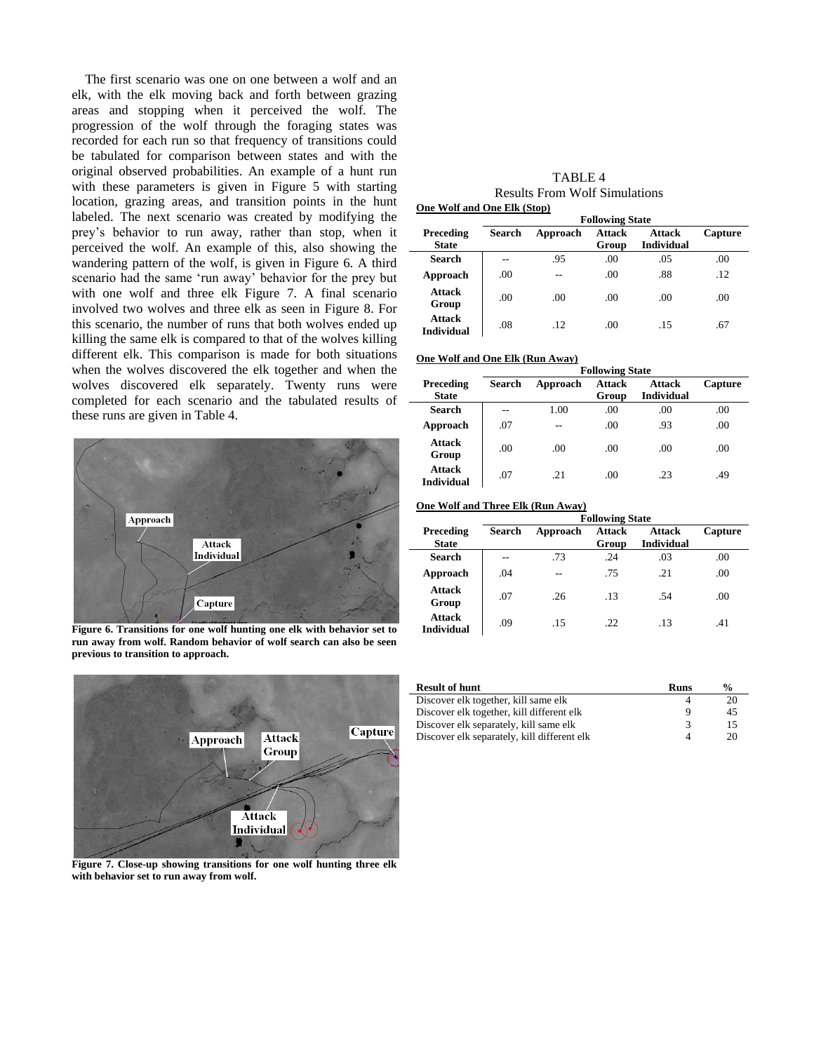The first scenario was one on one between a wolf and an elk, with the elk moving back and forth between grazing areas and stopping when it perceived the wolf. The progression of the wolf through the foraging states was recorded for each run so that frequency of transitions could be tabulated for comparison between states and with the original observed probabilities. An example of a hunt run with these parameters is given in Figure 5 with starting location, grazing areas, and transition points in the hunt labeled. The next scenario was created by modifying the prey's behavior to run away, rather than stop, when it perceived the wolf. An example of this, also showing the wandering pattern of the wolf, is given in Figure 6. A third scenario had the same 'run away' behavior for the prey but with one wolf and three elk Figure 7. A final scenario involved two wolves and three elk as seen in Figure 8. For this scenario, the number of runs that both wolves ended up killing the same elk is compared to that of the wolves killing different elk. This comparison is made for both situations when the wolves discovered the elk together and when the wolves discovered elk separately. Twenty runs were completed for each scenario and the tabulated results of these runs are given in Table 4.

**Figure 6. Transitions for one wolf hunting one elk with behavior set to run away from wolf. Random behavior of wolf search can also be seen previous to transition to approach.**

**Figure 7. Close-up showing transitions for one wolf hunting three elk with behavior set to run away from wolf.**

TABLE 4
Results From Wolf Simulations

**One Wolf and One Elk (Stop)**

| Preceding State | Following State: Search | Approach | Attack Group | Attack Individual | Capture |
|---|---|---|---|---|---|
| **Search** | -- | .95 | .00 | .05 | .00 |
| **Approach** | .00 | -- | .00 | .88 | .12 |
| **Attack Group** | .00 | .00 | .00 | .00 | .00 |
| **Attack Individual** | .08 | .12 | .00 | .15 | .67 |

**One Wolf and One Elk (Run Away)**

| Preceding State | Following State: Search | Approach | Attack Group | Attack Individual | Capture |
|---|---|---|---|---|---|
| **Search** | -- | 1.00 | .00 | .00 | .00 |
| **Approach** | .07 | -- | .00 | .93 | .00 |
| **Attack Group** | .00 | .00 | .00 | .00 | .00 |
| **Attack Individual** | .07 | .21 | .00 | .23 | .49 |

**One Wolf and Three Elk (Run Away)**

| Preceding State | Following State: Search | Approach | Attack Group | Attack Individual | Capture |
|---|---|---|---|---|---|
| **Search** | -- | .73 | .24 | .03 | .00 |
| **Approach** | .04 | -- | .75 | .21 | .00 |
| **Attack Group** | .07 | .26 | .13 | .54 | .00 |
| **Attack Individual** | .09 | .15 | .22 | .13 | .41 |

| Result of hunt | Runs | % |
|---|---|---|
| Discover elk together, kill same elk | 4 | 20 |
| Discover elk together, kill different elk | 9 | 45 |
| Discover elk separately, kill same elk | 3 | 15 |
| Discover elk separately, kill different elk | 4 | 20 |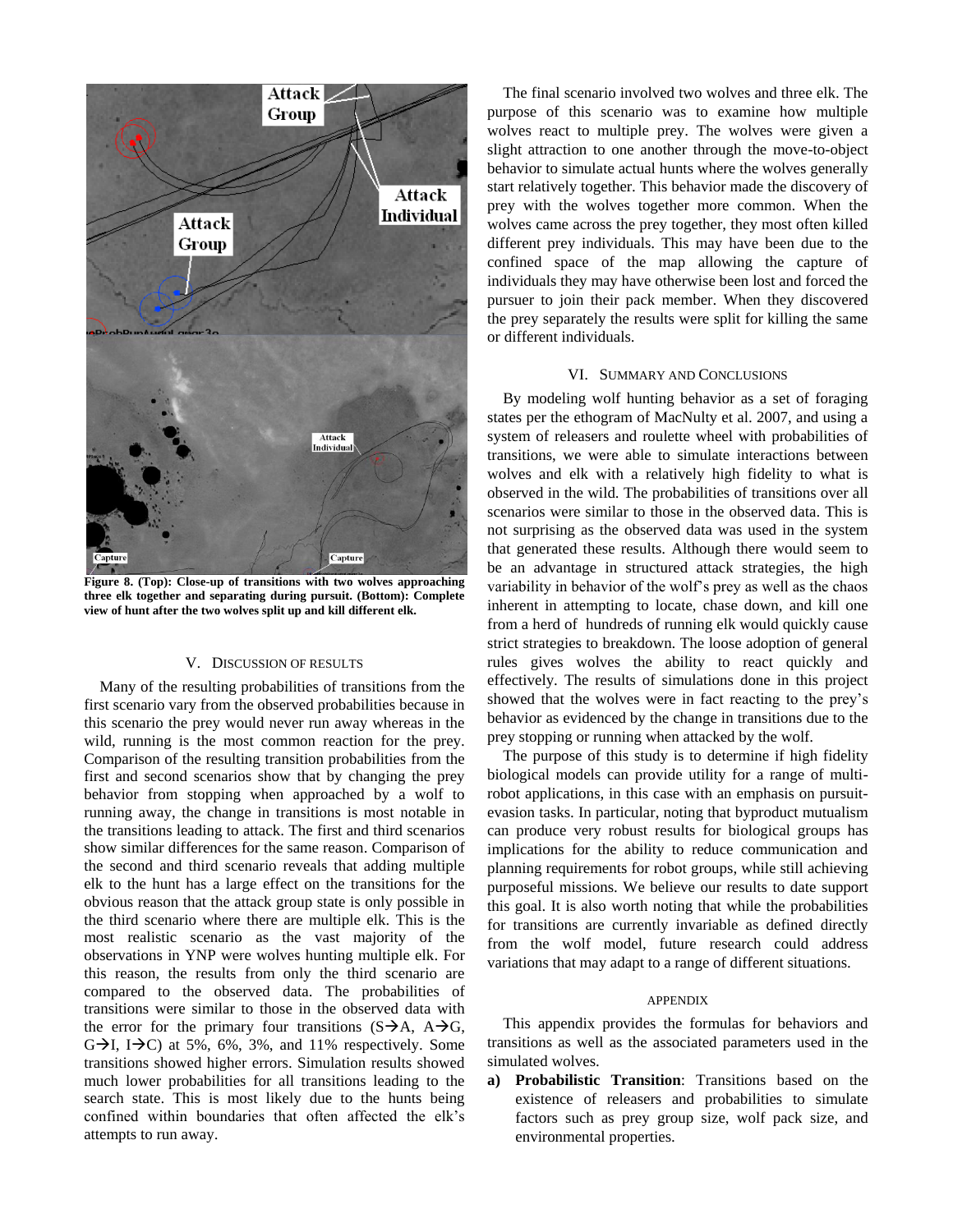Figure 8. (Top): Close-up of transitions with two wolves approaching three elk together and separating during pursuit. (Bottom): Complete view of hunt after the two wolves split up and kill different elk.

## V. Discussion of Results

Many of the resulting probabilities of transitions from the first scenario vary from the observed probabilities because in this scenario the prey would never run away whereas in the wild, running is the most common reaction for the prey. Comparison of the resulting transition probabilities from the first and second scenarios show that by changing the prey behavior from stopping when approached by a wolf to running away, the change in transitions is most notable in the transitions leading to attack. The first and third scenarios show similar differences for the same reason. Comparison of the second and third scenario reveals that adding multiple elk to the hunt has a large effect on the transitions for the obvious reason that the attack group state is only possible in the third scenario where there are multiple elk. This is the most realistic scenario as the vast majority of the observations in YNP were wolves hunting multiple elk. For this reason, the results from only the third scenario are compared to the observed data. The probabilities of transitions were similar to those in the observed data with the error for the primary four transitions (S→A, A→G, G→I, I→C) at 5%, 6%, 3%, and 11% respectively. Some transitions showed higher errors. Simulation results showed much lower probabilities for all transitions leading to the search state. This is most likely due to the hunts being confined within boundaries that often affected the elk's attempts to run away.

The final scenario involved two wolves and three elk. The purpose of this scenario was to examine how multiple wolves react to multiple prey. The wolves were given a slight attraction to one another through the move-to-object behavior to simulate actual hunts where the wolves generally start relatively together. This behavior made the discovery of prey with the wolves together more common. When the wolves came across the prey together, they most often killed different prey individuals. This may have been due to the confined space of the map allowing the capture of individuals they may have otherwise been lost and forced the pursuer to join their pack member. When they discovered the prey separately the results were split for killing the same or different individuals.

## VI. Summary and Conclusions

By modeling wolf hunting behavior as a set of foraging states per the ethogram of MacNulty et al. 2007, and using a system of releasers and roulette wheel with probabilities of transitions, we were able to simulate interactions between wolves and elk with a relatively high fidelity to what is observed in the wild. The probabilities of transitions over all scenarios were similar to those in the observed data. This is not surprising as the observed data was used in the system that generated these results. Although there would seem to be an advantage in structured attack strategies, the high variability in behavior of the wolf's prey as well as the chaos inherent in attempting to locate, chase down, and kill one from a herd of hundreds of running elk would quickly cause strict strategies to breakdown. The loose adoption of general rules gives wolves the ability to react quickly and effectively. The results of simulations done in this project showed that the wolves were in fact reacting to the prey's behavior as evidenced by the change in transitions due to the prey stopping or running when attacked by the wolf.

The purpose of this study is to determine if high fidelity biological models can provide utility for a range of multi-robot applications, in this case with an emphasis on pursuit-evasion tasks. In particular, noting that byproduct mutualism can produce very robust results for biological groups has implications for the ability to reduce communication and planning requirements for robot groups, while still achieving purposeful missions. We believe our results to date support this goal. It is also worth noting that while the probabilities for transitions are currently invariable as defined directly from the wolf model, future research could address variations that may adapt to a range of different situations.

## Appendix

This appendix provides the formulas for behaviors and transitions as well as the associated parameters used in the simulated wolves.

a) **Probabilistic Transition**: Transitions based on the existence of releasers and probabilities to simulate factors such as prey group size, wolf pack size, and environmental properties.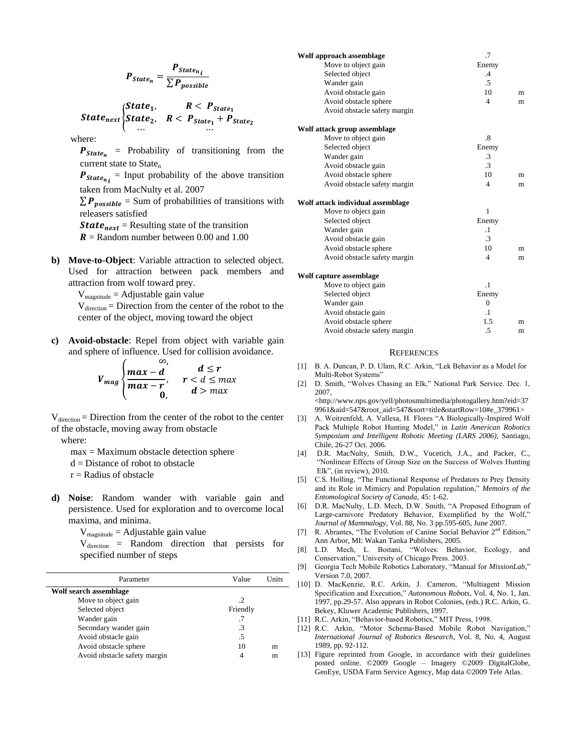$$P_{State_n} = \frac{P_{State_{n_i}}}{\sum P_{possible}}$$

$$State_{next} \begin{cases} State_1, & R < P_{State_1} \\ State_2, & R < P_{State_1} + P_{State_2} \\ \dots & \dots \end{cases}$$

where:

$P_{State_n}$ = Probability of transitioning from the current state to $State_n$

$P_{State_{n_i}}$ = Input probability of the above transition taken from MacNulty et al. 2007

$\sum P_{possible}$ = Sum of probabilities of transitions with releasers satisfied

$State_{next}$ = Resulting state of the transition

$R$ = Random number between 0.00 and 1.00

b) **Move-to-Object**: Variable attraction to selected object. Used for attraction between pack members and attraction from wolf toward prey.

$V_{magnitude}$ = Adjustable gain value

$V_{direction}$ = Direction from the center of the robot to the center of the object, moving toward the object

c) **Avoid-obstacle**: Repel from object with variable gain and sphere of influence. Used for collision avoidance.

$$V_{mag} \begin{cases} \infty, & d \leq r \\ \dfrac{max - d}{max - r}, & r < d \leq max \\ 0, & d > max \end{cases}$$

$V_{direction}$ = Direction from the center of the robot to the center of the obstacle, moving away from obstacle

where:

max = Maximum obstacle detection sphere

d = Distance of robot to obstacle

r = Radius of obstacle

d) **Noise**: Random wander with variable gain and persistence. Used for exploration and to overcome local maxima, and minima.

$V_{magnitude}$ = Adjustable gain value

$V_{direction}$ = Random direction that persists for specified number of steps

| Parameter | Value | Units |
|---|---|---|
| **Wolf search assemblage** | | |
| Move to object gain | .2 | |
| Selected object | Friendly | |
| Wander gain | .7 | |
| Secondary wander gain | .3 | |
| Avoid obstacle gain | .5 | |
| Avoid obstacle sphere | 10 | m |
| Avoid obstacle safety margin | 4 | m |
| **Wolf approach assemblage** | .7 | |
| Move to object gain | Enemy | |
| Selected object | .4 | |
| Wander gain | .5 | |
| Avoid obstacle gain | 10 | m |
| Avoid obstacle sphere | 4 | m |
| Avoid obstacle safety margin | | |
| **Wolf attack group assemblage** | | |
| Move to object gain | .8 | |
| Selected object | Enemy | |
| Wander gain | .3 | |
| Avoid obstacle gain | .3 | |
| Avoid obstacle sphere | 10 | m |
| Avoid obstacle safety margin | 4 | m |
| **Wolf attack individual assemblage** | | |
| Move to object gain | 1 | |
| Selected object | Enemy | |
| Wander gain | .1 | |
| Avoid obstacle gain | .3 | |
| Avoid obstacle sphere | 10 | m |
| Avoid obstacle safety margin | 4 | m |
| **Wolf capture assemblage** | | |
| Move to object gain | .1 | |
| Selected object | Enemy | |
| Wander gain | 0 | |
| Avoid obstacle gain | .1 | |
| Avoid obstacle sphere | 1.5 | m |
| Avoid obstacle safety margin | .5 | m |

## References

[1] B. A. Duncan, P. D. Ulam, R.C. Arkin, "Lek Behavior as a Model for Multi-Robot Systems"

[2] D. Smith, "Wolves Chasing an Elk," National Park Service. Dec. 1, 2007, <http://www.nps.gov/yell/photosmultimedia/photogallery.htm?eid=379961&aid=547&root_aid=547&sort=title&startRow=10#e_379961>

[3] A. Weitzenfeld, A. Vallesa, H. Flores "A Biologically-Inspired Wolf Pack Multiple Robot Hunting Model," in *Latin American Robotics Symposium and Intelligent Robotic Meeting (LARS 2006)*, Santiago, Chile, 26-27 Oct. 2006.

[4] D.R. MacNulty, Smith, D.W., Vucetich, J.A., and Packer, C., "Nonlinear Effects of Group Size on the Success of Wolves Hunting Elk", (in review), 2010.

[5] C.S. Holling, "The Functional Response of Predators to Prey Density and its Role in Mimicry and Population regulation," *Memoirs of the Entomological Society of Canada*, 45: 1-62.

[6] D.R. MacNulty, L.D. Mech, D.W. Smith, "A Proposed Ethogram of Large-carnivore Predatory Behavior, Exemplified by the Wolf," *Journal of Mammalogy*, Vol. 88, No. 3 pp.595-605, June 2007.

[7] R. Abrantes, "The Evolution of Canine Social Behavior 2nd Edition," Ann Arbor, MI: Wakan Tanka Publishers, 2005.

[8] L.D. Mech, L. Boitani, "Wolves: Behavior, Ecology, and Conservation," University of Chicago Press. 2003.

[9] Georgia Tech Mobile Robotics Laboratory, "Manual for *MissionLab*," Version 7.0, 2007.

[10] D. MacKenzie, R.C. Arkin, J. Cameron, "Multiagent Mission Specification and Execution," *Autonomous Robots*, Vol. 4, No. 1, Jan. 1997, pp.29-57. Also appears in Robot Colonies, (eds.) R.C. Arkin, G. Bekey, Kluwer Academic Publishers, 1997.

[11] R.C. Arkin, "Behavior-based Robotics," MIT Press, 1998.

[12] R.C. Arkin, "Motor Schema-Based Mobile Robot Navigation," *International Journal of Robotics Research*, Vol. 8, No. 4, August 1989, pp. 92-112.

[13] Figure reprinted from Google, in accordance with their guidelines posted online. ©2009 Google – Imagery ©2009 DigitalGlobe, GeoEye, USDA Farm Service Agency, Map data ©2009 Tele Atlas.